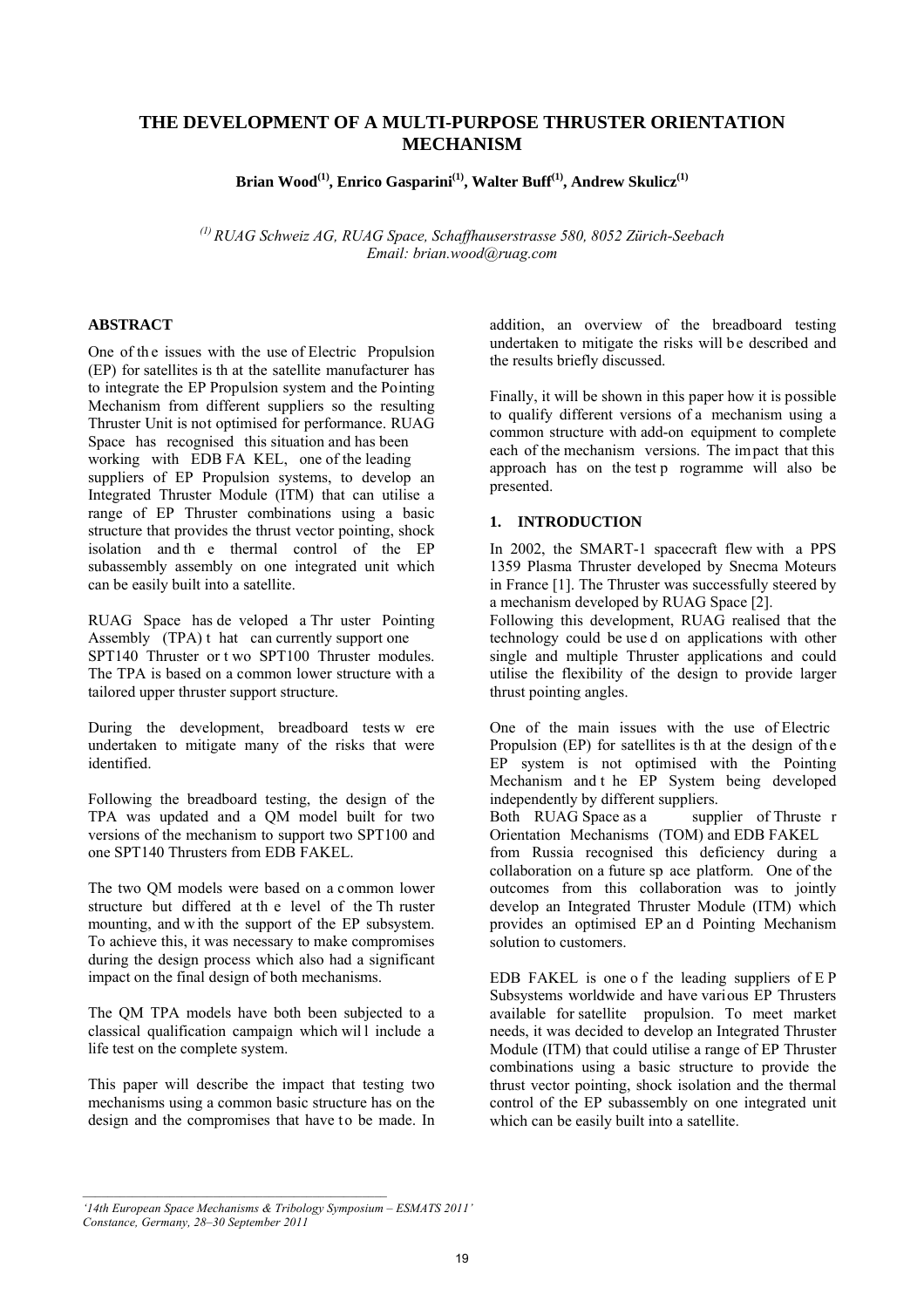# THE DEVELOPMENT OF A MULTI-PURPOSE THRUSTER ORIENTATION MECHANISM

**Brian Wood[1], Enrico Gasparini[1], Walter Buff[1], Andrew Skulicz[1]**

*[1] RUAG Schweiz AG, RUAG Space, Schaffhauserstrasse 580, 8052 Zürich-Seebach*
*Email: brian.wood@ruag.com*

## ABSTRACT

One of the issues with the use of Electric Propulsion (EP) for satellites is that the satellite manufacturer has to integrate the EP Propulsion system and the Pointing Mechanism from different suppliers so the resulting Thruster Unit is not optimised for performance. RUAG Space has recognised this situation and has been working with EDB FAKEL, one of the leading suppliers of EP Propulsion systems, to develop an Integrated Thruster Module (ITM) that can utilise a range of EP Thruster combinations using a basic structure that provides the thrust vector pointing, shock isolation and the thermal control of the EP subassembly assembly on one integrated unit which can be easily built into a satellite.

RUAG Space has developed a Thruster Pointing Assembly (TPA) that can currently support one SPT140 Thruster or two SPT100 Thruster modules. The TPA is based on a common lower structure with a tailored upper thruster support structure.

During the development, breadboard tests were undertaken to mitigate many of the risks that were identified.

Following the breadboard testing, the design of the TPA was updated and a QM model built for two versions of the mechanism to support two SPT100 and one SPT140 Thrusters from EDB FAKEL.

The two QM models were based on a common lower structure but differed at the level of the Thruster mounting, and with the support of the EP subsystem. To achieve this, it was necessary to make compromises during the design process which also had a significant impact on the final design of both mechanisms.

The QM TPA models have both been subjected to a classical qualification campaign which will include a life test on the complete system.

This paper will describe the impact that testing two mechanisms using a common basic structure has on the design and the compromises that have to be made. In addition, an overview of the breadboard testing undertaken to mitigate the risks will be described and the results briefly discussed.

Finally, it will be shown in this paper how it is possible to qualify different versions of a mechanism using a common structure with add-on equipment to complete each of the mechanism versions. The impact that this approach has on the test programme will also be presented.

## 1. INTRODUCTION

In 2002, the SMART-1 spacecraft flew with a PPS 1359 Plasma Thruster developed by Snecma Moteurs in France [1]. The Thruster was successfully steered by a mechanism developed by RUAG Space [2].

Following this development, RUAG realised that the technology could be used on applications with other single and multiple Thruster applications and could utilise the flexibility of the design to provide larger thrust pointing angles.

One of the main issues with the use of Electric Propulsion (EP) for satellites is that the design of the EP system is not optimised with the Pointing Mechanism and the EP System being developed independently by different suppliers.

Both RUAG Space as a supplier of Thruster Orientation Mechanisms (TOM) and EDB FAKEL from Russia recognised this deficiency during a collaboration on a future space platform. One of the outcomes from this collaboration was to jointly develop an Integrated Thruster Module (ITM) which provides an optimised EP and Pointing Mechanism solution to customers.

EDB FAKEL is one of the leading suppliers of EP Subsystems worldwide and have various EP Thrusters available for satellite propulsion. To meet market needs, it was decided to develop an Integrated Thruster Module (ITM) that could utilise a range of EP Thruster combinations using a basic structure to provide the thrust vector pointing, shock isolation and the thermal control of the EP subassembly on one integrated unit which can be easily built into a satellite.

*'14th European Space Mechanisms & Tribology Symposium – ESMATS 2011'*
*Constance, Germany, 28–30 September 2011*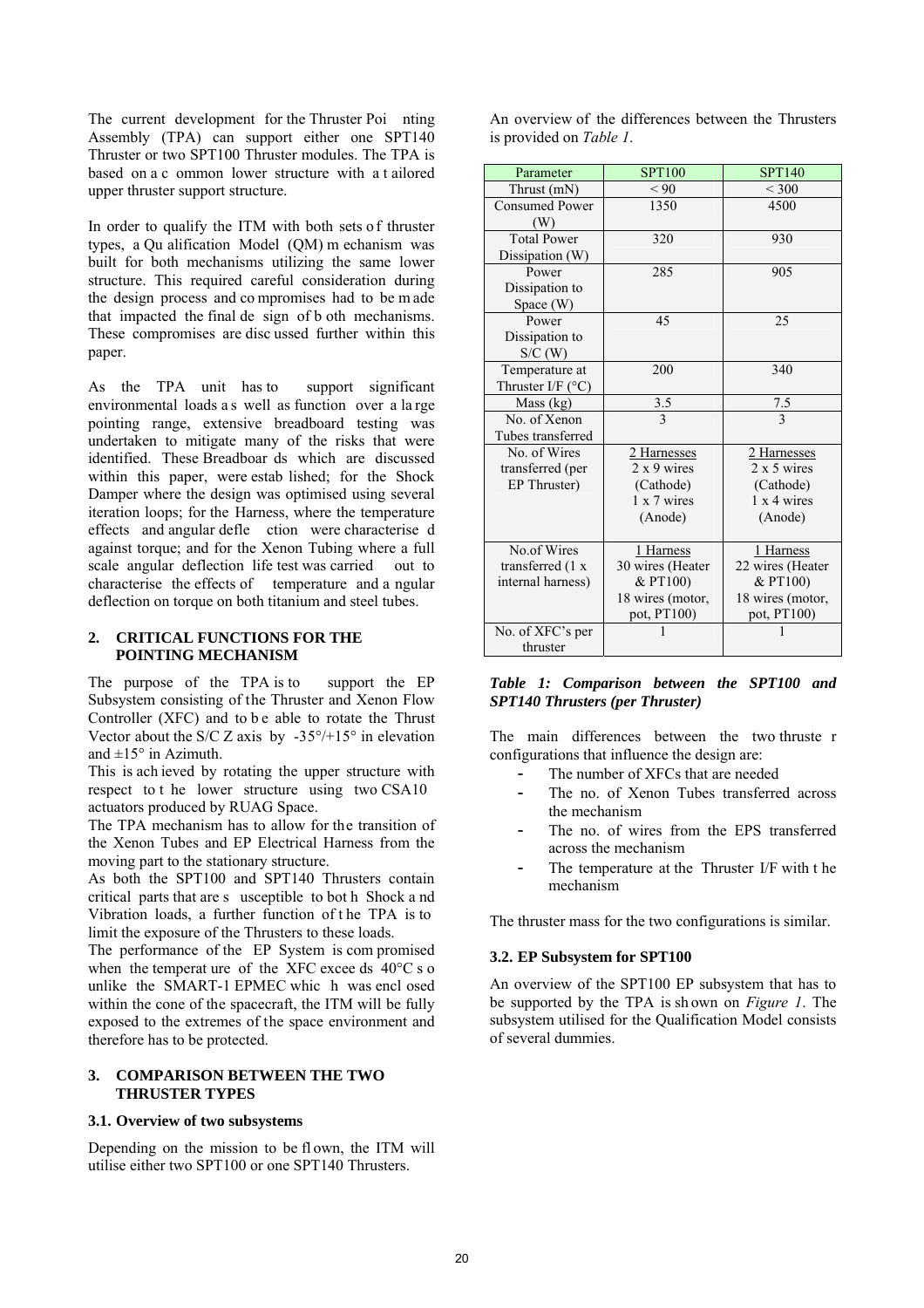The current development for the Thruster Pointing Assembly (TPA) can support either one SPT140 Thruster or two SPT100 Thruster modules. The TPA is based on a common lower structure with a tailored upper thruster support structure.

In order to qualify the ITM with both sets of thruster types, a Qualification Model (QM) mechanism was built for both mechanisms utilizing the same lower structure. This required careful consideration during the design process and compromises had to be made that impacted the final design of both mechanisms. These compromises are discussed further within this paper.

As the TPA unit has to support significant environmental loads as well as function over a large pointing range, extensive breadboard testing was undertaken to mitigate many of the risks that were identified. These Breadboards which are discussed within this paper, were established; for the Shock Damper where the design was optimised using several iteration loops; for the Harness, where the temperature effects and angular deflection were characterised against torque; and for the Xenon Tubing where a full scale angular deflection life test was carried out to characterise the effects of temperature and angular deflection on torque on both titanium and steel tubes.

## 2. CRITICAL FUNCTIONS FOR THE POINTING MECHANISM

The purpose of the TPA is to support the EP Subsystem consisting of the Thruster and Xenon Flow Controller (XFC) and to be able to rotate the Thrust Vector about the S/C Z axis by -35°/+15° in elevation and ±15° in Azimuth.

This is achieved by rotating the upper structure with respect to the lower structure using two CSA10 actuators produced by RUAG Space.

The TPA mechanism has to allow for the transition of the Xenon Tubes and EP Electrical Harness from the moving part to the stationary structure.

As both the SPT100 and SPT140 Thrusters contain critical parts that are susceptible to both Shock and Vibration loads, a further function of the TPA is to limit the exposure of the Thrusters to these loads.

The performance of the EP System is compromised when the temperature of the XFC exceeds 40°C so unlike the SMART-1 EPMEC which was enclosed within the cone of the spacecraft, the ITM will be fully exposed to the extremes of the space environment and therefore has to be protected.

## 3. COMPARISON BETWEEN THE TWO THRUSTER TYPES

### 3.1. Overview of two subsystems

Depending on the mission to be flown, the ITM will utilise either two SPT100 or one SPT140 Thrusters.

An overview of the differences between the Thrusters is provided on *Table 1*.

| Parameter | SPT100 | SPT140 |
|---|---|---|
| Thrust (mN) | < 90 | < 300 |
| Consumed Power (W) | 1350 | 4500 |
| Total Power Dissipation (W) | 320 | 930 |
| Power Dissipation to Space (W) | 285 | 905 |
| Power Dissipation to S/C (W) | 45 | 25 |
| Temperature at Thruster I/F (°C) | 200 | 340 |
| Mass (kg) | 3.5 | 7.5 |
| No. of Xenon Tubes transferred | 3 | 3 |
| No. of Wires transferred (per EP Thruster) | 2 Harnesses<br>2 x 9 wires (Cathode)<br>1 x 7 wires (Anode) | 2 Harnesses<br>2 x 5 wires (Cathode)<br>1 x 4 wires (Anode) |
| No.of Wires transferred (1 x internal harness) | 1 Harness<br>30 wires (Heater & PT100)<br>18 wires (motor, pot, PT100) | 1 Harness<br>22 wires (Heater & PT100)<br>18 wires (motor, pot, PT100) |
| No. of XFC's per thruster | 1 | 1 |

***Table 1: Comparison between the SPT100 and SPT140 Thrusters (per Thruster)***

The main differences between the two thruster configurations that influence the design are:

- The number of XFCs that are needed
- The no. of Xenon Tubes transferred across the mechanism
- The no. of wires from the EPS transferred across the mechanism
- The temperature at the Thruster I/F with the mechanism

The thruster mass for the two configurations is similar.

### 3.2. EP Subsystem for SPT100

An overview of the SPT100 EP subsystem that has to be supported by the TPA is shown on *Figure 1*. The subsystem utilised for the Qualification Model consists of several dummies.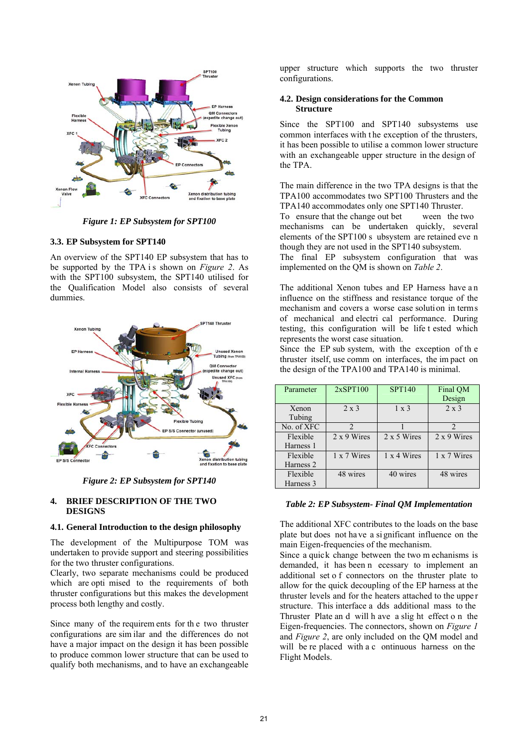*Figure 1: EP Subsystem for SPT100*

### 3.3. EP Subsystem for SPT140

An overview of the SPT140 EP subsystem that has to be supported by the TPA is shown on *Figure 2*. As with the SPT100 subsystem, the SPT140 utilised for the Qualification Model also consists of several dummies.

*Figure 2: EP Subsystem for SPT140*

## 4. BRIEF DESCRIPTION OF THE TWO DESIGNS

### 4.1. General Introduction to the design philosophy

The development of the Multipurpose TOM was undertaken to provide support and steering possibilities for the two thruster configurations.

Clearly, two separate mechanisms could be produced which are optimised to the requirements of both thruster configurations but this makes the development process both lengthy and costly.

Since many of the requirements for the two thruster configurations are similar and the differences do not have a major impact on the design it has been possible to produce common lower structure that can be used to qualify both mechanisms, and to have an exchangeable upper structure which supports the two thruster configurations.

### 4.2. Design considerations for the Common Structure

Since the SPT100 and SPT140 subsystems use common interfaces with the exception of the thrusters, it has been possible to utilise a common lower structure with an exchangeable upper structure in the design of the TPA.

The main difference in the two TPA designs is that the TPA100 accommodates two SPT100 Thrusters and the TPA140 accommodates only one SPT140 Thruster.
To ensure that the change out between the two mechanisms can be undertaken quickly, several elements of the SPT100 subsystem are retained even though they are not used in the SPT140 subsystem.
The final EP subsystem configuration that was implemented on the QM is shown on *Table 2*.

The additional Xenon tubes and EP Harness have an influence on the stiffness and resistance torque of the mechanism and covers a worst case solution in terms of mechanical and electrical performance. During testing, this configuration will be life tested which represents the worst case situation.
Since the EP sub system, with the exception of the thruster itself, use common interfaces, the impact on the design of the TPA100 and TPA140 is minimal.

| Parameter | 2xSPT100 | SPT140 | Final QM Design |
|---|---|---|---|
| Xenon Tubing | 2 x 3 | 1 x 3 | 2 x 3 |
| No. of XFC | 2 | 1 | 2 |
| Flexible Harness 1 | 2 x 9 Wires | 2 x 5 Wires | 2 x 9 Wires |
| Flexible Harness 2 | 1 x 7 Wires | 1 x 4 Wires | 1 x 7 Wires |
| Flexible Harness 3 | 48 wires | 40 wires | 48 wires |

*Table 2: EP Subsystem- Final QM Implementation*

The additional XFC contributes to the loads on the base plate but does not have a significant influence on the main Eigen-frequencies of the mechanism.
Since a quick change between the two mechanisms is demanded, it has been necessary to implement an additional set of connectors on the thruster plate to allow for the quick decoupling of the EP harness at the thruster levels and for the heaters attached to the upper structure. This interface adds additional mass to the Thruster Plate and will have a slight effect on the Eigen-frequencies. The connectors, shown on *Figure 1* and *Figure 2*, are only included on the QM model and will be replaced with a continuous harness on the Flight Models.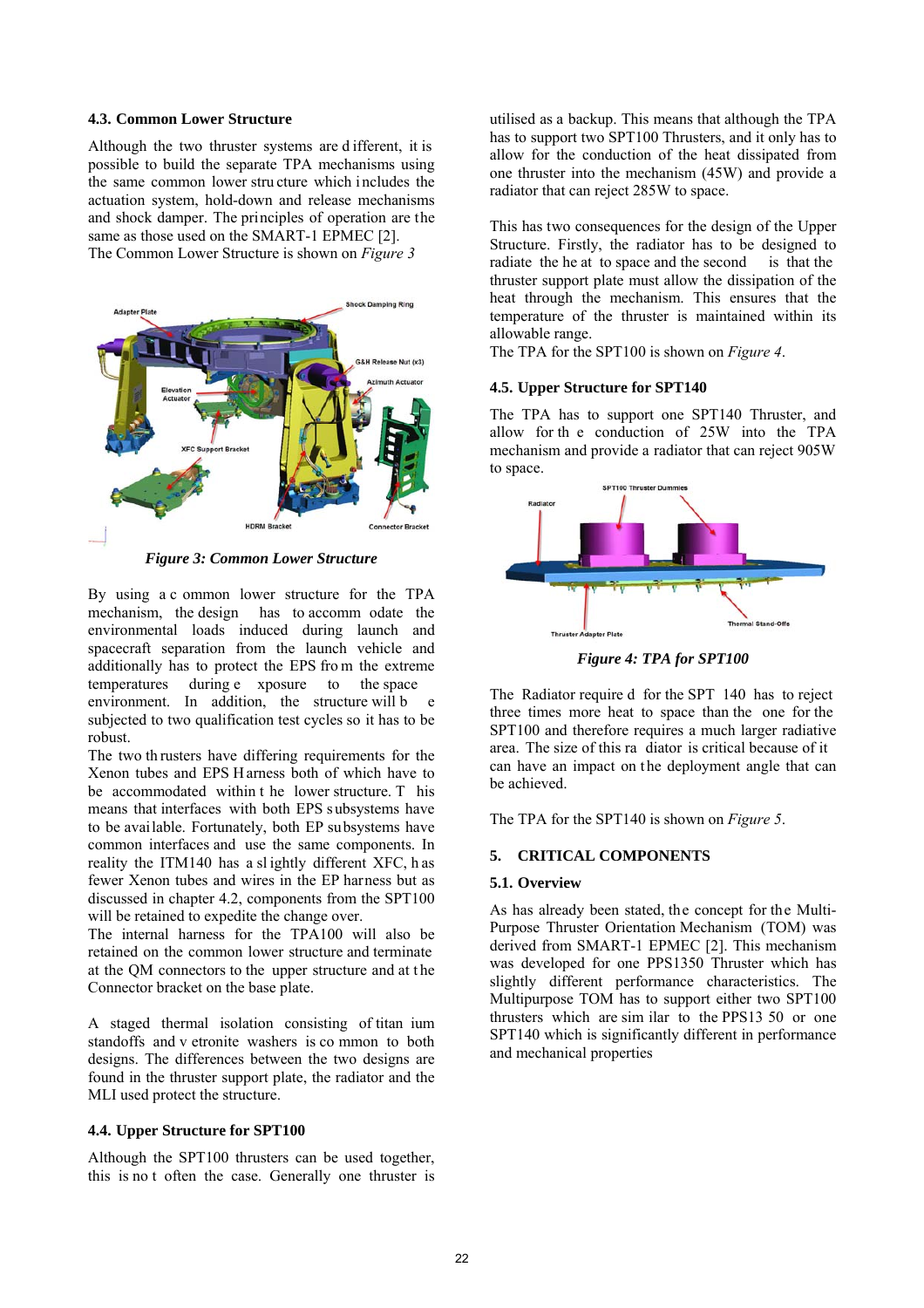### 4.3. Common Lower Structure

Although the two thruster systems are different, it is possible to build the separate TPA mechanisms using the same common lower structure which includes the actuation system, hold-down and release mechanisms and shock damper. The principles of operation are the same as those used on the SMART-1 EPMEC [2].
The Common Lower Structure is shown on *Figure 3*

*Figure 3: Common Lower Structure*

By using a common lower structure for the TPA mechanism, the design has to accommodate the environmental loads induced during launch and spacecraft separation from the launch vehicle and additionally has to protect the EPS from the extreme temperatures during exposure to the space environment. In addition, the structure will be subjected to two qualification test cycles so it has to be robust.
The two thrusters have differing requirements for the Xenon tubes and EPS Harness both of which have to be accommodated within the lower structure. This means that interfaces with both EPS systems have to be available. Fortunately, both EP subsystems have common interfaces and use the same components. In reality the ITM140 has a slightly different XFC, has fewer Xenon tubes and wires in the EP harness but as discussed in chapter 4.2, components from the SPT100 will be retained to expedite the change over.
The internal harness for the TPA100 will also be retained on the common lower structure and terminate at the QM connectors to the upper structure and at the Connector bracket on the base plate.

A staged thermal isolation consisting of titanium standoffs and vetronite washers is common to both designs. The differences between the two designs are found in the thruster support plate, the radiator and the MLI used protect the structure.

### 4.4. Upper Structure for SPT100

Although the SPT100 thrusters can be used together, this is not often the case. Generally one thruster is utilised as a backup. This means that although the TPA has to support two SPT100 Thrusters, and it only has to allow for the conduction of the heat dissipated from one thruster into the mechanism (45W) and provide a radiator that can reject 285W to space.

This has two consequences for the design of the Upper Structure. Firstly, the radiator has to be designed to radiate the heat to space and the second is that the thruster support plate must allow the dissipation of the heat through the mechanism. This ensures that the temperature of the thruster is maintained within its allowable range.
The TPA for the SPT100 is shown on *Figure 4*.

### 4.5. Upper Structure for SPT140

The TPA has to support one SPT140 Thruster, and allow for the conduction of 25W into the TPA mechanism and provide a radiator that can reject 905W to space.

*Figure 4: TPA for SPT100*

The Radiator required for the SPT 140 has to reject three times more heat to space than the one for the SPT100 and therefore requires a much larger radiative area. The size of this radiator is critical because of it can have an impact on the deployment angle that can be achieved.

The TPA for the SPT140 is shown on *Figure 5*.

## 5. CRITICAL COMPONENTS

### 5.1. Overview

As has already been stated, the concept for the Multi-Purpose Thruster Orientation Mechanism (TOM) was derived from SMART-1 EPMEC [2]. This mechanism was developed for one PPS1350 Thruster which has slightly different performance characteristics. The Multipurpose TOM has to support either two SPT100 thrusters which are similar to the PPS1350 or one SPT140 which is significantly different in performance and mechanical properties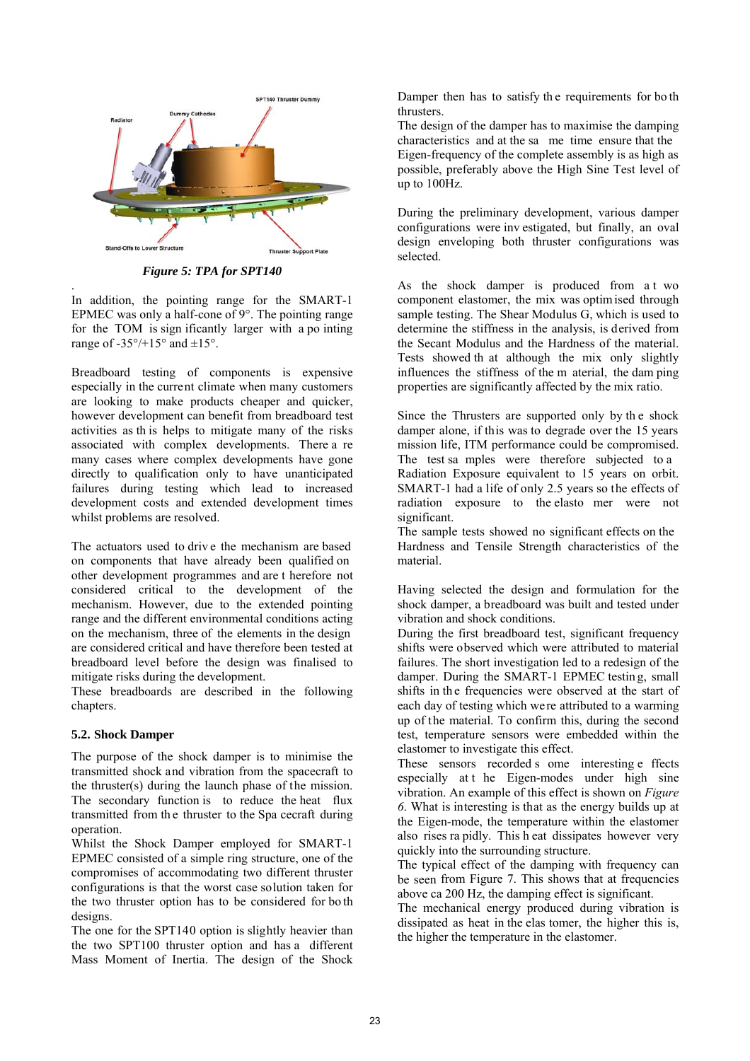*Figure 5: TPA for SPT140*

In addition, the pointing range for the SMART-1 EPMEC was only a half-cone of 9°. The pointing range for the TOM is significantly larger with a pointing range of -35°/+15° and ±15°.

Breadboard testing of components is expensive especially in the current climate when many customers are looking to make products cheaper and quicker, however development can benefit from breadboard test activities as this helps to mitigate many of the risks associated with complex developments. There are many cases where complex developments have gone directly to qualification only to have unanticipated failures during testing which lead to increased development costs and extended development times whilst problems are resolved.

The actuators used to drive the mechanism are based on components that have already been qualified on other development programmes and are therefore not considered critical to the development of the mechanism. However, due to the extended pointing range and the different environmental conditions acting on the mechanism, three of the elements in the design are considered critical and have therefore been tested at breadboard level before the design was finalised to mitigate risks during the development.

These breadboards are described in the following chapters.

### 5.2. Shock Damper

The purpose of the shock damper is to minimise the transmitted shock and vibration from the spacecraft to the thruster(s) during the launch phase of the mission. The secondary function is to reduce the heat flux transmitted from the thruster to the Spacecraft during operation.

Whilst the Shock Damper employed for SMART-1 EPMEC consisted of a simple ring structure, one of the compromises of accommodating two different thruster configurations is that the worst case solution taken for the two thruster option has to be considered for both designs.

The one for the SPT140 option is slightly heavier than the two SPT100 thruster option and has a different Mass Moment of Inertia. The design of the Shock Damper then has to satisfy the requirements for both thrusters.

The design of the damper has to maximise the damping characteristics and at the same time ensure that the Eigen-frequency of the complete assembly is as high as possible, preferably above the High Sine Test level of up to 100Hz.

During the preliminary development, various damper configurations were investigated, but finally, an oval design enveloping both thruster configurations was selected.

As the shock damper is produced from a two component elastomer, the mix was optimised through sample testing. The Shear Modulus G, which is used to determine the stiffness in the analysis, is derived from the Secant Modulus and the Hardness of the material. Tests showed that although the mix only slightly influences the stiffness of the material, the damping properties are significantly affected by the mix ratio.

Since the Thrusters are supported only by the shock damper alone, if this was to degrade over the 15 years mission life, ITM performance could be compromised. The test samples were therefore subjected to a Radiation Exposure equivalent to 15 years on orbit. SMART-1 had a life of only 2.5 years so the effects of radiation exposure to the elastomer were not significant.

The sample tests showed no significant effects on the Hardness and Tensile Strength characteristics of the material.

Having selected the design and formulation for the shock damper, a breadboard was built and tested under vibration and shock conditions.

During the first breadboard test, significant frequency shifts were observed which were attributed to material failures. The short investigation led to a redesign of the damper. During the SMART-1 EPMEC testing, small shifts in the frequencies were observed at the start of each day of testing which were attributed to a warming up of the material. To confirm this, during the second test, temperature sensors were embedded within the elastomer to investigate this effect.

These sensors recorded some interesting effects especially at the Eigen-modes under high sine vibration. An example of this effect is shown on *Figure 6*. What is interesting is that as the energy builds up at the Eigen-mode, the temperature within the elastomer also rises rapidly. This heat dissipates however very quickly into the surrounding structure.

The typical effect of the damping with frequency can be seen from Figure 7. This shows that at frequencies above ca 200 Hz, the damping effect is significant.

The mechanical energy produced during vibration is dissipated as heat in the elastomer, the higher this is, the higher the temperature in the elastomer.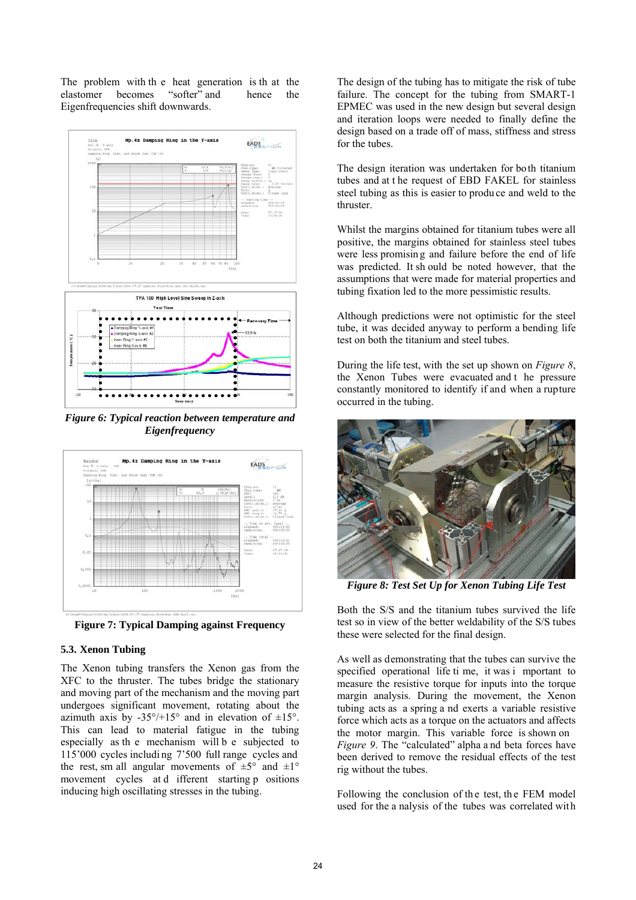The problem with the heat generation is that at the elastomer becomes "softer" and hence the Eigenfrequencies shift downwards.

*Figure 6: Typical reaction between temperature and Eigenfrequency*

**Figure 7: Typical Damping against Frequency**

### 5.3. Xenon Tubing

The Xenon tubing transfers the Xenon gas from the XFC to the thruster. The tubes bridge the stationary and moving part of the mechanism and the moving part undergoes significant movement, rotating about the azimuth axis by -35°/+15° and in elevation of ±15°. This can lead to material fatigue in the tubing especially as the mechanism will be subjected to 115'000 cycles including 7'500 full range cycles and the rest, small angular movements of ±5° and ±1° movement cycles at different starting positions inducing high oscillating stresses in the tubing.

The design of the tubing has to mitigate the risk of tube failure. The concept for the tubing from SMART-1 EPMEC was used in the new design but several design and iteration loops were needed to finally define the design based on a trade off of mass, stiffness and stress for the tubes.

The design iteration was undertaken for both titanium tubes and at the request of EBD FAKEL for stainless steel tubing as this is easier to produce and weld to the thruster.

Whilst the margins obtained for titanium tubes were all positive, the margins obtained for stainless steel tubes were less promising and failure before the end of life was predicted. It should be noted however, that the assumptions that were made for material properties and tubing fixation led to the more pessimistic results.

Although predictions were not optimistic for the steel tube, it was decided anyway to perform a bending life test on both the titanium and steel tubes.

During the life test, with the set up shown on *Figure 8*, the Xenon Tubes were evacuated and the pressure constantly monitored to identify if and when a rupture occurred in the tubing.

*Figure 8: Test Set Up for Xenon Tubing Life Test*

Both the S/S and the titanium tubes survived the life test so in view of the better weldability of the S/S tubes these were selected for the final design.

As well as demonstrating that the tubes can survive the specified operational life time, it was important to measure the resistive torque for inputs into the torque margin analysis. During the movement, the Xenon tubing acts as a spring and exerts a variable resistive force which acts as a torque on the actuators and affects the motor margin. This variable force is shown on *Figure 9*. The "calculated" alpha and beta forces have been derived to remove the residual effects of the test rig without the tubes.

Following the conclusion of the test, the FEM model used for the analysis of the tubes was correlated with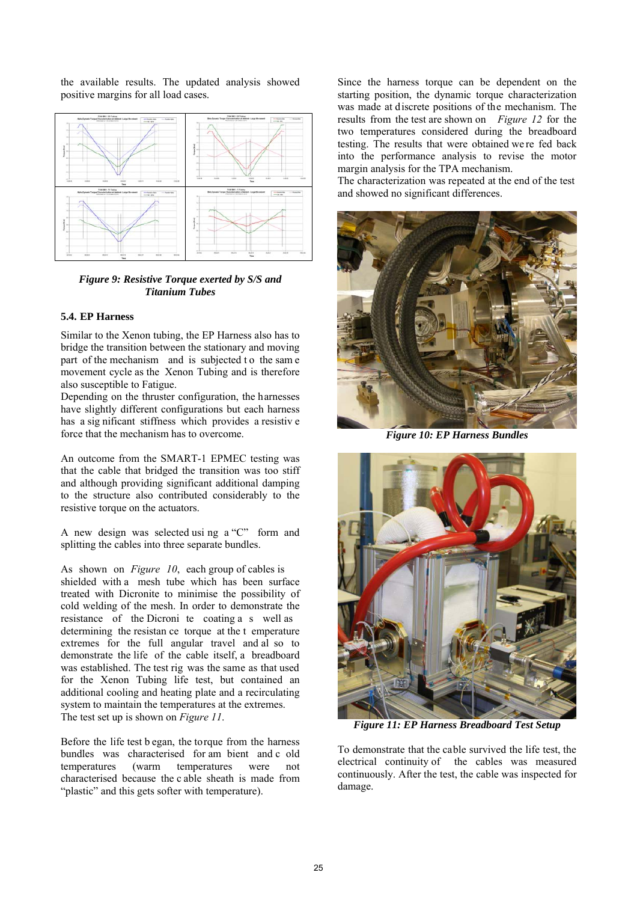the available results. The updated analysis showed positive margins for all load cases.

*Figure 9: Resistive Torque exerted by S/S and Titanium Tubes*

### 5.4. EP Harness

Similar to the Xenon tubing, the EP Harness also has to bridge the transition between the stationary and moving part of the mechanism and is subjected to the same movement cycle as the Xenon Tubing and is therefore also susceptible to Fatigue.

Depending on the thruster configuration, the harnesses have slightly different configurations but each harness has a significant stiffness which provides a resistive force that the mechanism has to overcome.

An outcome from the SMART-1 EPMEC testing was that the cable that bridged the transition was too stiff and although providing significant additional damping to the structure also contributed considerably to the resistive torque on the actuators.

A new design was selected using a "C" form and splitting the cables into three separate bundles.

As shown on *Figure 10*, each group of cables is shielded with a mesh tube which has been surface treated with Dicronite to minimise the possibility of cold welding of the mesh. In order to demonstrate the resistance of the Dicronite coating as well as determining the resistance torque at the temperature extremes for the full angular travel and also to demonstrate the life of the cable itself, a breadboard was established. The test rig was the same as that used for the Xenon Tubing life test, but contained an additional cooling and heating plate and a recirculating system to maintain the temperatures at the extremes. The test set up is shown on *Figure 11*.

Before the life test began, the torque from the harness bundles was characterised for ambient and cold temperatures (warm temperatures were not characterised because the cable sheath is made from "plastic" and this gets softer with temperature).

Since the harness torque can be dependent on the starting position, the dynamic torque characterization was made at discrete positions of the mechanism. The results from the test are shown on *Figure 12* for the two temperatures considered during the breadboard testing. The results that were obtained were fed back into the performance analysis to revise the motor margin analysis for the TPA mechanism.

The characterization was repeated at the end of the test and showed no significant differences.

*Figure 10: EP Harness Bundles*

*Figure 11: EP Harness Breadboard Test Setup*

To demonstrate that the cable survived the life test, the electrical continuity of the cables was measured continuously. After the test, the cable was inspected for damage.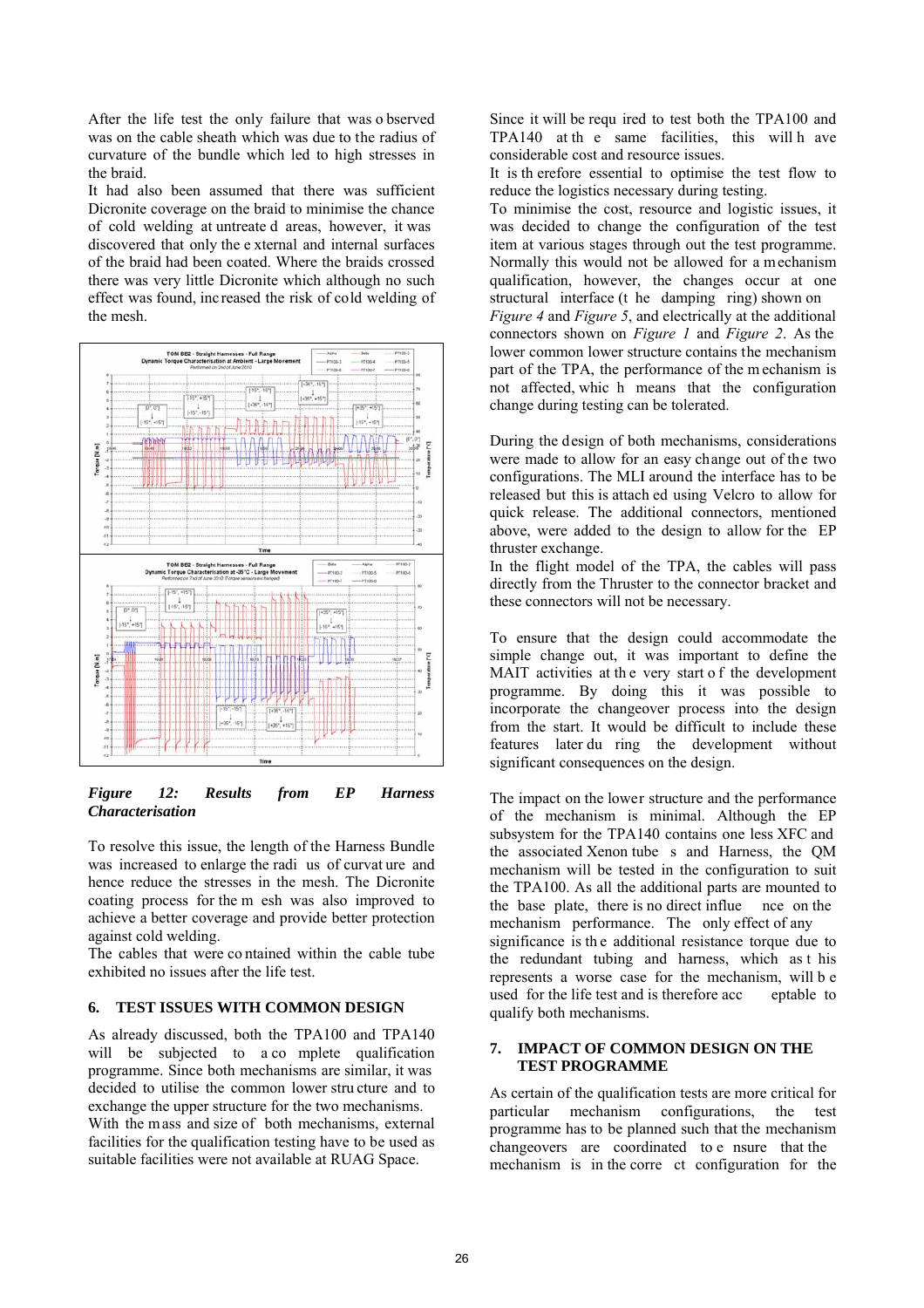After the life test the only failure that was observed was on the cable sheath which was due to the radius of curvature of the bundle which led to high stresses in the braid.

It had also been assumed that there was sufficient Dicronite coverage on the braid to minimise the chance of cold welding at untreated areas, however, it was discovered that only the external and internal surfaces of the braid had been coated. Where the braids crossed there was very little Dicronite which although no such effect was found, increased the risk of cold welding of the mesh.

***Figure 12: Results from EP Harness Characterisation***

To resolve this issue, the length of the Harness Bundle was increased to enlarge the radius of curvature and hence reduce the stresses in the mesh. The Dicronite coating process for the mesh was also improved to achieve a better coverage and provide better protection against cold welding.

The cables that were contained within the cable tube exhibited no issues after the life test.

## 6. TEST ISSUES WITH COMMON DESIGN

As already discussed, both the TPA100 and TPA140 will be subjected to a complete qualification programme. Since both mechanisms are similar, it was decided to utilise the common lower structure and to exchange the upper structure for the two mechanisms.

With the mass and size of both mechanisms, external facilities for the qualification testing have to be used as suitable facilities were not available at RUAG Space.

Since it will be required to test both the TPA100 and TPA140 at the same facilities, this will have considerable cost and resource issues.

It is therefore essential to optimise the test flow to reduce the logistics necessary during testing.

To minimise the cost, resource and logistic issues, it was decided to change the configuration of the test item at various stages through out the test programme. Normally this would not be allowed for a mechanism qualification, however, the changes occur at one structural interface (the damping ring) shown on *Figure 4* and *Figure 5*, and electrically at the additional connectors shown on *Figure 1* and *Figure 2*. As the lower common lower structure contains the mechanism part of the TPA, the performance of the mechanism is not affected, which means that the configuration change during testing can be tolerated.

During the design of both mechanisms, considerations were made to allow for an easy change out of the two configurations. The MLI around the interface has to be released but this is attached using Velcro to allow for quick release. The additional connectors, mentioned above, were added to the design to allow for the EP thruster exchange.

In the flight model of the TPA, the cables will pass directly from the Thruster to the connector bracket and these connectors will not be necessary.

To ensure that the design could accommodate the simple change out, it was important to define the MAIT activities at the very start of the development programme. By doing this it was possible to incorporate the changeover process into the design from the start. It would be difficult to include these features later during the development without significant consequences on the design.

The impact on the lower structure and the performance of the mechanism is minimal. Although the EP subsystem for the TPA140 contains one less XFC and the associated Xenon tubes and Harness, the QM mechanism will be tested in the configuration to suit the TPA100. As all the additional parts are mounted to the base plate, there is no direct influence on the mechanism performance. The only effect of any significance is the additional resistance torque due to the redundant tubing and harness, which as this represents a worse case for the mechanism, will be used for the life test and is therefore acceptable to qualify both mechanisms.

## 7. IMPACT OF COMMON DESIGN ON THE TEST PROGRAMME

As certain of the qualification tests are more critical for particular mechanism configurations, the test programme has to be planned such that the mechanism changeovers are coordinated to ensure that the mechanism is in the correct configuration for the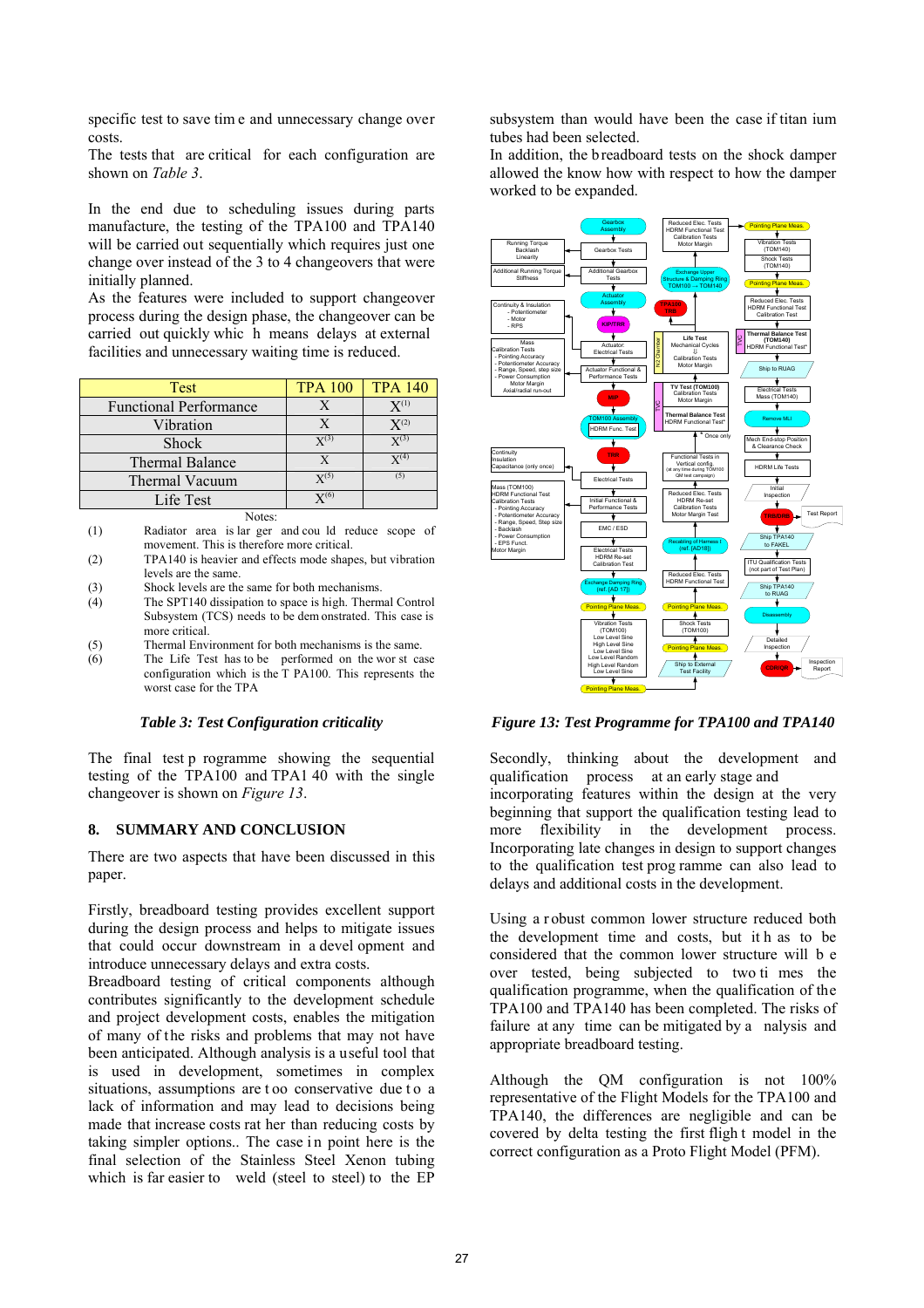specific test to save time and unnecessary change over costs.

The tests that are critical for each configuration are shown on *Table 3*.

In the end due to scheduling issues during parts manufacture, the testing of the TPA100 and TPA140 will be carried out sequentially which requires just one change over instead of the 3 to 4 changeovers that were initially planned.

As the features were included to support changeover process during the design phase, the changeover can be carried out quickly which means delays at external facilities and unnecessary waiting time is reduced.

| Test | TPA 100 | TPA 140 |
|---|---|---|
| Functional Performance | X | X(1) |
| Vibration | X | X(2) |
| Shock | X(3) | X(3) |
| Thermal Balance | X | X(4) |
| Thermal Vacuum | X(5) | (5) |
| Life Test | X(6) | |

Notes:

(1) Radiator area is larger and could reduce scope of movement. This is therefore more critical.
(2) TPA140 is heavier and effects mode shapes, but vibration levels are the same.
(3) Shock levels are the same for both mechanisms.
(4) The SPT140 dissipation to space is high. Thermal Control Subsystem (TCS) needs to be demonstrated. This case is more critical.
(5) Thermal Environment for both mechanisms is the same.
(6) The Life Test has to be performed on the worst case configuration which is the TPA100. This represents the worst case for the TPA

*Table 3: Test Configuration criticality*

The final test programme showing the sequential testing of the TPA100 and TPA140 with the single changeover is shown on *Figure 13*.

## 8. SUMMARY AND CONCLUSION

There are two aspects that have been discussed in this paper.

Firstly, breadboard testing provides excellent support during the design process and helps to mitigate issues that could occur downstream in a development and introduce unnecessary delays and extra costs.

Breadboard testing of critical components although contributes significantly to the development schedule and project development costs, enables the mitigation of many of the risks and problems that may not have been anticipated. Although analysis is a useful tool that is used in development, sometimes in complex situations, assumptions are too conservative due to a lack of information and may lead to decisions being made that increase costs rather than reducing costs by taking simpler options.. The case in point here is the final selection of the Stainless Steel Xenon tubing which is far easier to weld (steel to steel) to the EP subsystem than would have been the case if titanium tubes had been selected.

In addition, the breadboard tests on the shock damper allowed the know how with respect to how the damper worked to be expanded.

*Figure 13: Test Programme for TPA100 and TPA140*

Secondly, thinking about the development and qualification process at an early stage and incorporating features within the design at the very beginning that support the qualification testing lead to more flexibility in the development process. Incorporating late changes in design to support changes to the qualification test programme can also lead to delays and additional costs in the development.

Using a robust common lower structure reduced both the development time and costs, but it has to be considered that the common lower structure will be over tested, being subjected to two times the qualification programme, when the qualification of the TPA100 and TPA140 has been completed. The risks of failure at any time can be mitigated by analysis and appropriate breadboard testing.

Although the QM configuration is not 100% representative of the Flight Models for the TPA100 and TPA140, the differences are negligible and can be covered by delta testing the first flight model in the correct configuration as a Proto Flight Model (PFM).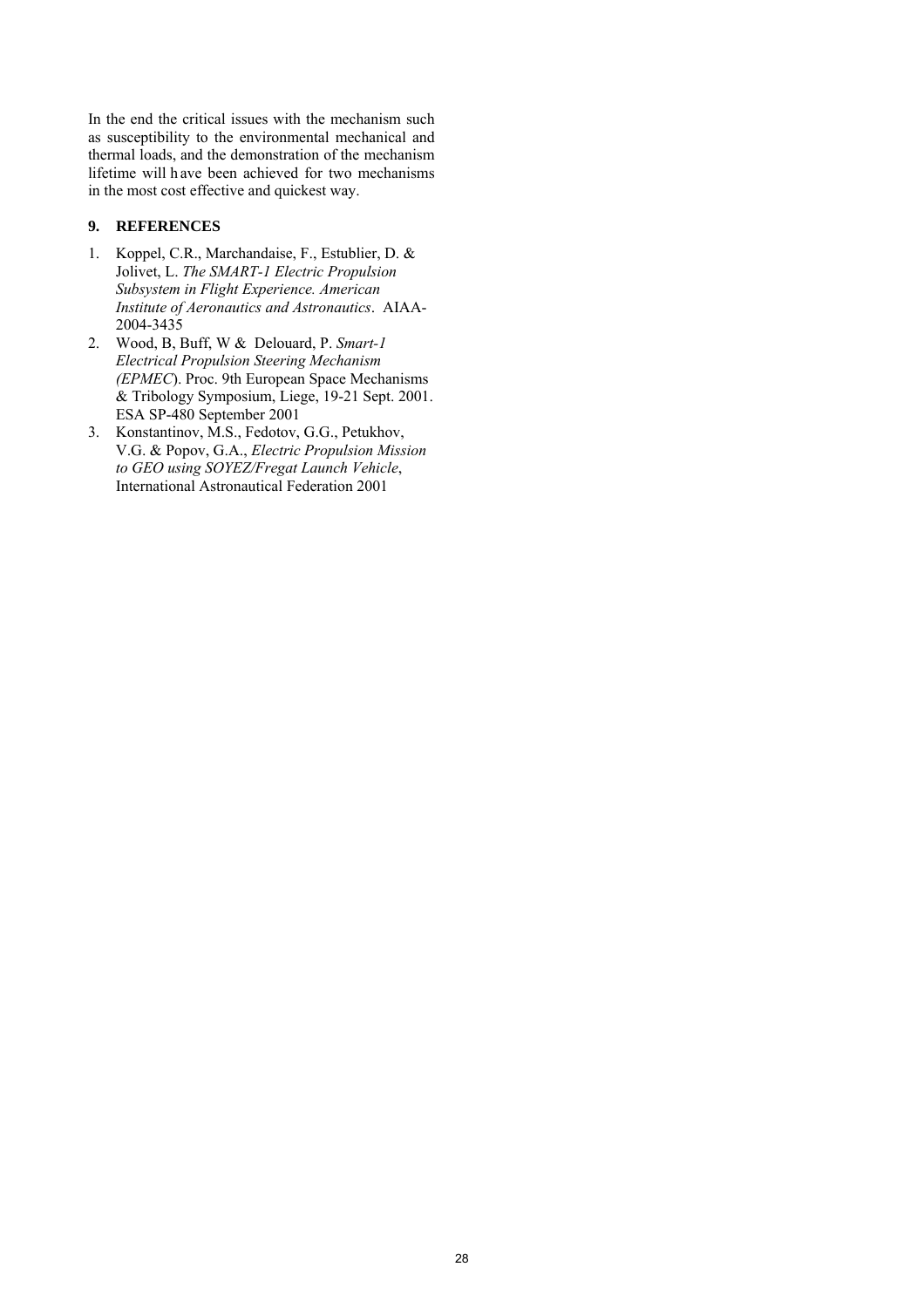In the end the critical issues with the mechanism such as susceptibility to the environmental mechanical and thermal loads, and the demonstration of the mechanism lifetime will have been achieved for two mechanisms in the most cost effective and quickest way.

## 9. REFERENCES

1. Koppel, C.R., Marchandaise, F., Estublier, D. & Jolivet, L. *The SMART-1 Electric Propulsion Subsystem in Flight Experience. American Institute of Aeronautics and Astronautics*. AIAA-2004-3435
2. Wood, B, Buff, W & Delouard, P. *Smart-1 Electrical Propulsion Steering Mechanism (EPMEC*). Proc. 9th European Space Mechanisms & Tribology Symposium, Liege, 19-21 Sept. 2001. ESA SP-480 September 2001
3. Konstantinov, M.S., Fedotov, G.G., Petukhov, V.G. & Popov, G.A., *Electric Propulsion Mission to GEO using SOYEZ/Fregat Launch Vehicle*, International Astronautical Federation 2001